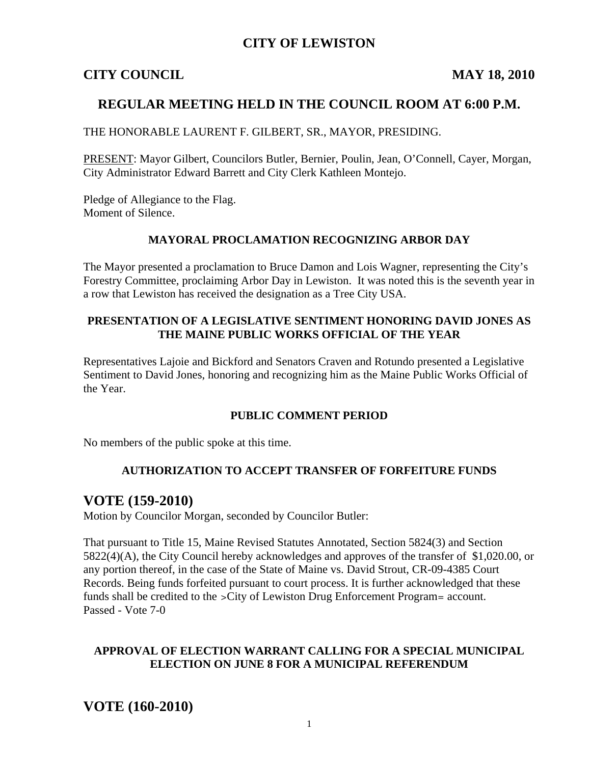# CITY OF LEWISTON

## CITY COUNCIL MAY 18, 2010

## REGULAR MEETING HELD IN THE COUNCIL ROOM AT 6:00 P.M.

THE HONORABLE LAURENT F. GILBERT, SR., MAYOR, PRESIDING.

PRESENT: Mayor Gilbert, Councilors Butler, Bernier, Poulin, Jean, O'Connell, Cayer, Morgan, City Administrator Edward Barrett and City Clerk Kathleen Montejo.

Pledge of Allegiance to the Flag.
Moment of Silence.

### MAYORAL PROCLAMATION RECOGNIZING ARBOR DAY

The Mayor presented a proclamation to Bruce Damon and Lois Wagner, representing the City's Forestry Committee, proclaiming Arbor Day in Lewiston. It was noted this is the seventh year in a row that Lewiston has received the designation as a Tree City USA.

### PRESENTATION OF A LEGISLATIVE SENTIMENT HONORING DAVID JONES AS THE MAINE PUBLIC WORKS OFFICIAL OF THE YEAR

Representatives Lajoie and Bickford and Senators Craven and Rotundo presented a Legislative Sentiment to David Jones, honoring and recognizing him as the Maine Public Works Official of the Year.

### PUBLIC COMMENT PERIOD

No members of the public spoke at this time.

### AUTHORIZATION TO ACCEPT TRANSFER OF FORFEITURE FUNDS

# VOTE (159-2010)

Motion by Councilor Morgan, seconded by Councilor Butler:

That pursuant to Title 15, Maine Revised Statutes Annotated, Section 5824(3) and Section 5822(4)(A), the City Council hereby acknowledges and approves of the transfer of $1,020.00, or any portion thereof, in the case of the State of Maine vs. David Strout, CR-09-4385 Court Records. Being funds forfeited pursuant to court process. It is further acknowledged that these funds shall be credited to the >City of Lewiston Drug Enforcement Program= account.
Passed - Vote 7-0

### APPROVAL OF ELECTION WARRANT CALLING FOR A SPECIAL MUNICIPAL ELECTION ON JUNE 8 FOR A MUNICIPAL REFERENDUM

# VOTE (160-2010)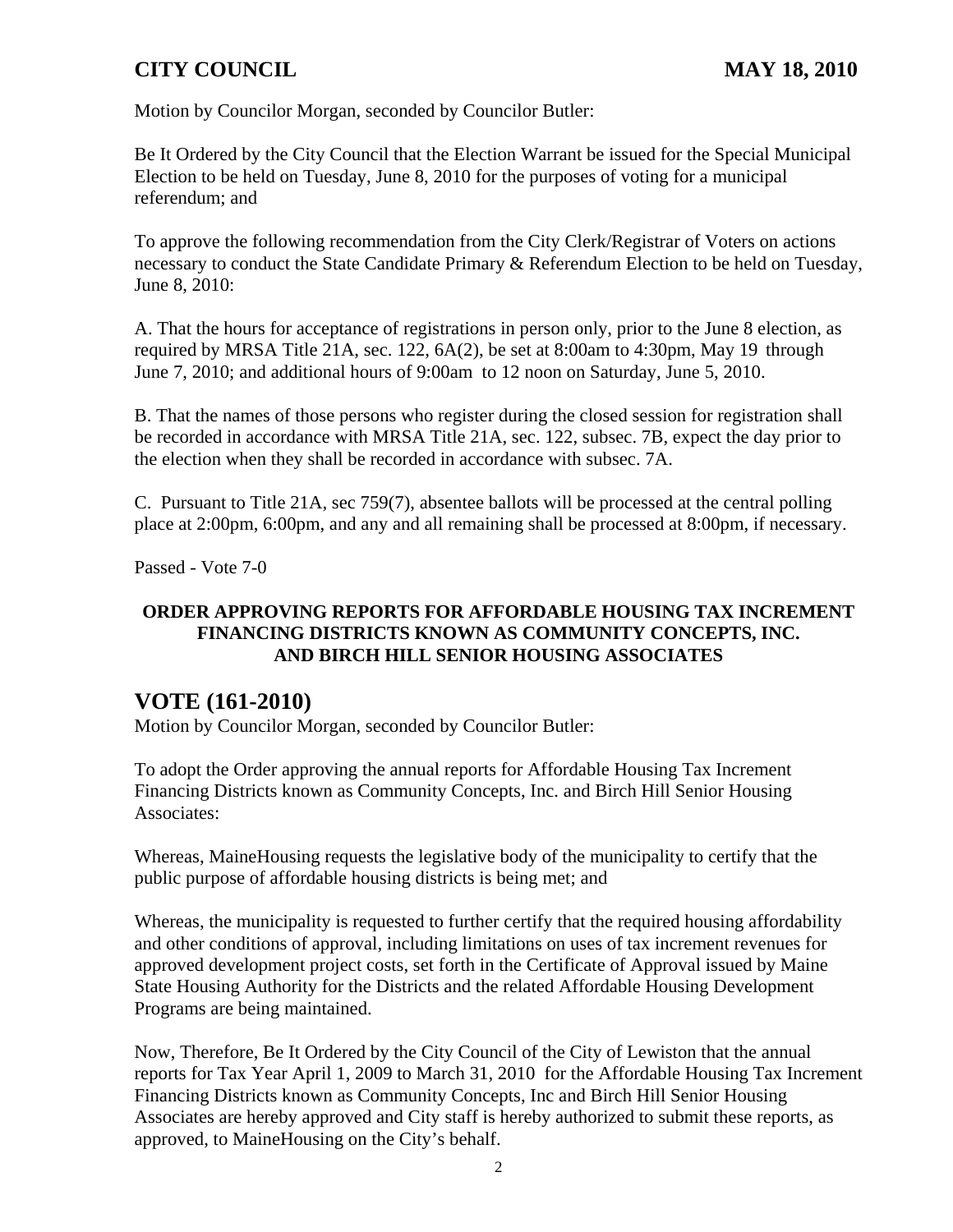Motion by Councilor Morgan, seconded by Councilor Butler:

Be It Ordered by the City Council that the Election Warrant be issued for the Special Municipal Election to be held on Tuesday, June 8, 2010 for the purposes of voting for a municipal referendum; and

To approve the following recommendation from the City Clerk/Registrar of Voters on actions necessary to conduct the State Candidate Primary & Referendum Election to be held on Tuesday, June 8, 2010:

A. That the hours for acceptance of registrations in person only, prior to the June 8 election, as required by MRSA Title 21A, sec. 122, 6A(2), be set at 8:00am to 4:30pm, May 19 through June 7, 2010; and additional hours of 9:00am to 12 noon on Saturday, June 5, 2010.

B. That the names of those persons who register during the closed session for registration shall be recorded in accordance with MRSA Title 21A, sec. 122, subsec. 7B, expect the day prior to the election when they shall be recorded in accordance with subsec. 7A.

C. Pursuant to Title 21A, sec 759(7), absentee ballots will be processed at the central polling place at 2:00pm, 6:00pm, and any and all remaining shall be processed at 8:00pm, if necessary.

Passed - Vote 7-0

**ORDER APPROVING REPORTS FOR AFFORDABLE HOUSING TAX INCREMENT FINANCING DISTRICTS KNOWN AS COMMUNITY CONCEPTS, INC. AND BIRCH HILL SENIOR HOUSING ASSOCIATES**

## VOTE (161-2010)

Motion by Councilor Morgan, seconded by Councilor Butler:

To adopt the Order approving the annual reports for Affordable Housing Tax Increment Financing Districts known as Community Concepts, Inc. and Birch Hill Senior Housing Associates:

Whereas, MaineHousing requests the legislative body of the municipality to certify that the public purpose of affordable housing districts is being met; and

Whereas, the municipality is requested to further certify that the required housing affordability and other conditions of approval, including limitations on uses of tax increment revenues for approved development project costs, set forth in the Certificate of Approval issued by Maine State Housing Authority for the Districts and the related Affordable Housing Development Programs are being maintained.

Now, Therefore, Be It Ordered by the City Council of the City of Lewiston that the annual reports for Tax Year April 1, 2009 to March 31, 2010 for the Affordable Housing Tax Increment Financing Districts known as Community Concepts, Inc and Birch Hill Senior Housing Associates are hereby approved and City staff is hereby authorized to submit these reports, as approved, to MaineHousing on the City's behalf.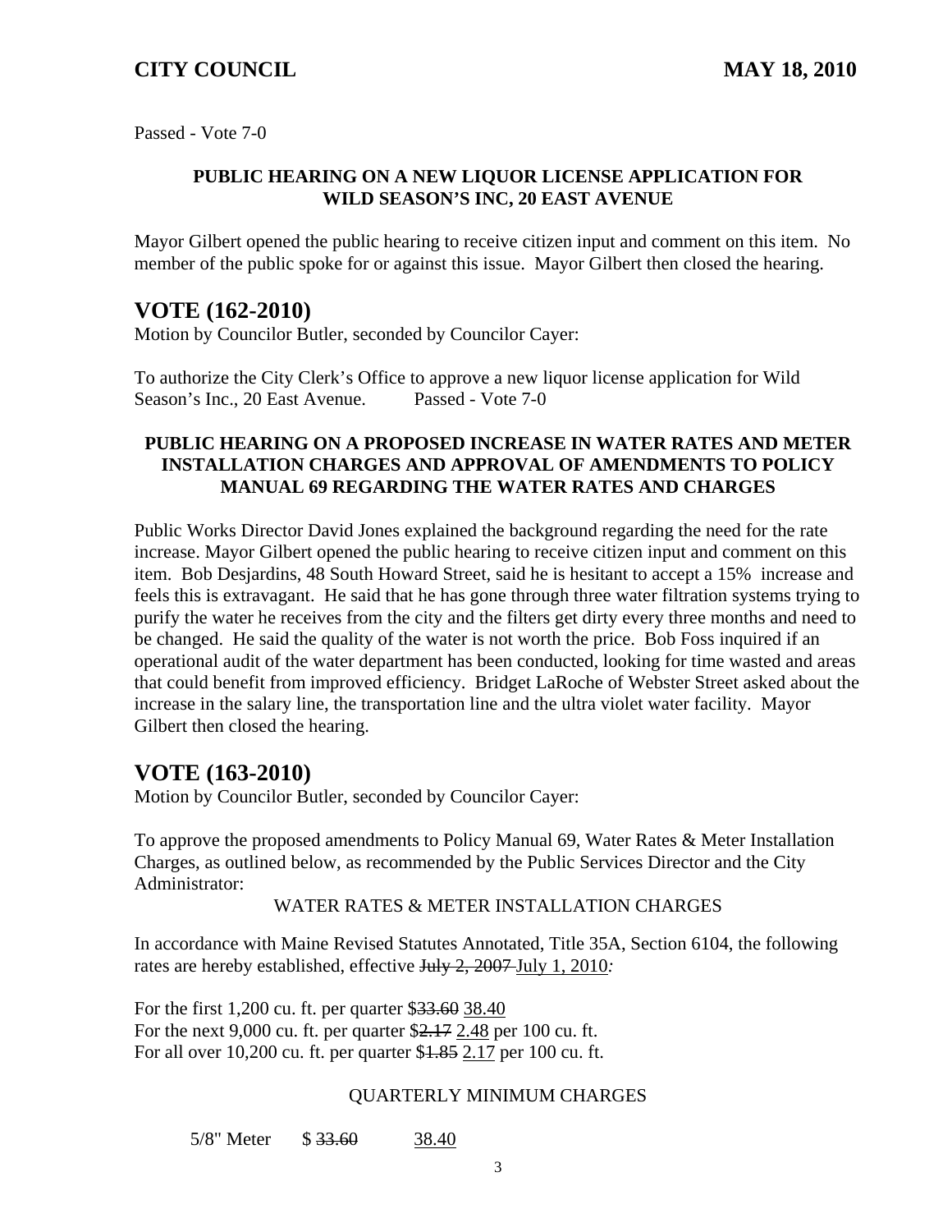Passed - Vote 7-0

**PUBLIC HEARING ON A NEW LIQUOR LICENSE APPLICATION FOR WILD SEASON'S INC, 20 EAST AVENUE**

Mayor Gilbert opened the public hearing to receive citizen input and comment on this item. No member of the public spoke for or against this issue. Mayor Gilbert then closed the hearing.

## VOTE (162-2010)

Motion by Councilor Butler, seconded by Councilor Cayer:

To authorize the City Clerk's Office to approve a new liquor license application for Wild Season's Inc., 20 East Avenue. Passed - Vote 7-0

**PUBLIC HEARING ON A PROPOSED INCREASE IN WATER RATES AND METER INSTALLATION CHARGES AND APPROVAL OF AMENDMENTS TO POLICY MANUAL 69 REGARDING THE WATER RATES AND CHARGES**

Public Works Director David Jones explained the background regarding the need for the rate increase. Mayor Gilbert opened the public hearing to receive citizen input and comment on this item. Bob Desjardins, 48 South Howard Street, said he is hesitant to accept a 15% increase and feels this is extravagant. He said that he has gone through three water filtration systems trying to purify the water he receives from the city and the filters get dirty every three months and need to be changed. He said the quality of the water is not worth the price. Bob Foss inquired if an operational audit of the water department has been conducted, looking for time wasted and areas that could benefit from improved efficiency. Bridget LaRoche of Webster Street asked about the increase in the salary line, the transportation line and the ultra violet water facility. Mayor Gilbert then closed the hearing.

## VOTE (163-2010)

Motion by Councilor Butler, seconded by Councilor Cayer:

To approve the proposed amendments to Policy Manual 69, Water Rates & Meter Installation Charges, as outlined below, as recommended by the Public Services Director and the City Administrator:

WATER RATES & METER INSTALLATION CHARGES

In accordance with Maine Revised Statutes Annotated, Title 35A, Section 6104, the following rates are hereby established, effective ~~July 2, 2007~~ July 1, 2010*:*

For the first 1,200 cu. ft. per quarter $~~33.60~~ 38.40
For the next 9,000 cu. ft. per quarter $~~2.17~~ 2.48 per 100 cu. ft.
For all over 10,200 cu. ft. per quarter $~~1.85~~ 2.17 per 100 cu. ft.

QUARTERLY MINIMUM CHARGES

5/8" Meter $ ~~33.60~~ 38.40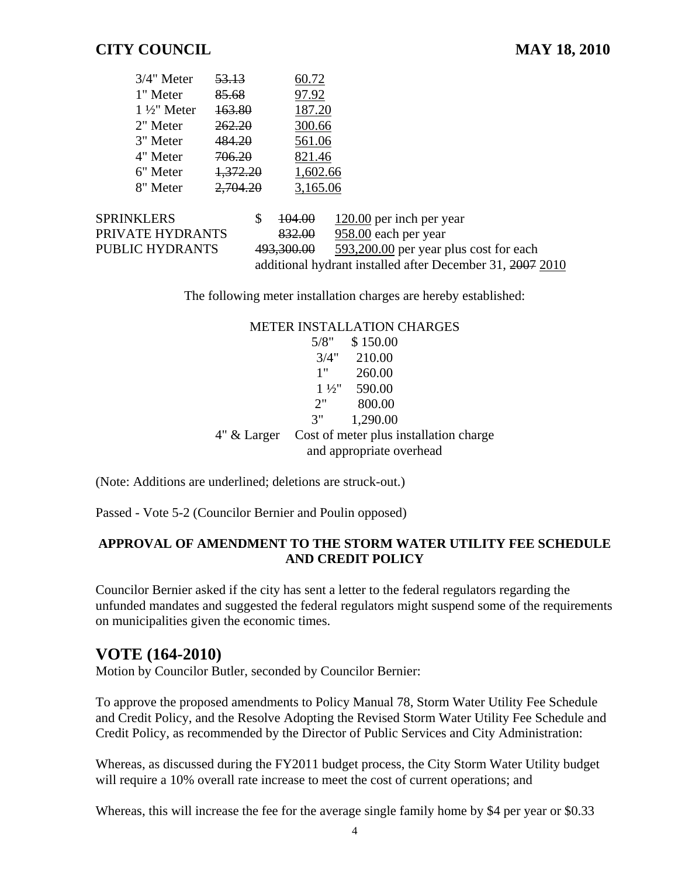| | | |
|---|---|---|
| 3/4" Meter | ~~53.13~~ | <u>60.72</u> |
| 1" Meter | ~~85.68~~ | <u>97.92</u> |
| 1 ½" Meter | ~~163.80~~ | <u>187.20</u> |
| 2" Meter | ~~262.20~~ | <u>300.66</u> |
| 3" Meter | ~~484.20~~ | <u>561.06</u> |
| 4" Meter | ~~706.20~~ | <u>821.46</u> |
| 6" Meter | ~~1,372.20~~ | <u>1,602.66</u> |
| 8" Meter | ~~2,704.20~~ | <u>3,165.06</u> |

| | | |
|---|---|---|
| SPRINKLERS | $ ~~104.00~~ | <u>120.00</u> per inch per year |
| PRIVATE HYDRANTS | ~~832.00~~ | <u>958.00</u> each per year |
| PUBLIC HYDRANTS | ~~493,300.00~~ | <u>593,200.00</u> per year plus cost for each additional hydrant installed after December 31, ~~2007~~ <u>2010</u> |

The following meter installation charges are hereby established:

METER INSTALLATION CHARGES

| | |
|---|---|
| 5/8" | $ 150.00 |
| 3/4" | 210.00 |
| 1" | 260.00 |
| 1 ½" | 590.00 |
| 2" | 800.00 |
| 3" | 1,290.00 |
| 4" & Larger | Cost of meter plus installation charge and appropriate overhead |

(Note: Additions are underlined; deletions are struck-out.)

Passed - Vote 5-2 (Councilor Bernier and Poulin opposed)

**APPROVAL OF AMENDMENT TO THE STORM WATER UTILITY FEE SCHEDULE AND CREDIT POLICY**

Councilor Bernier asked if the city has sent a letter to the federal regulators regarding the unfunded mandates and suggested the federal regulators might suspend some of the requirements on municipalities given the economic times.

## VOTE (164-2010)

Motion by Councilor Butler, seconded by Councilor Bernier:

To approve the proposed amendments to Policy Manual 78, Storm Water Utility Fee Schedule and Credit Policy, and the Resolve Adopting the Revised Storm Water Utility Fee Schedule and Credit Policy, as recommended by the Director of Public Services and City Administration:

Whereas, as discussed during the FY2011 budget process, the City Storm Water Utility budget will require a 10% overall rate increase to meet the cost of current operations; and

Whereas, this will increase the fee for the average single family home by $4 per year or $0.33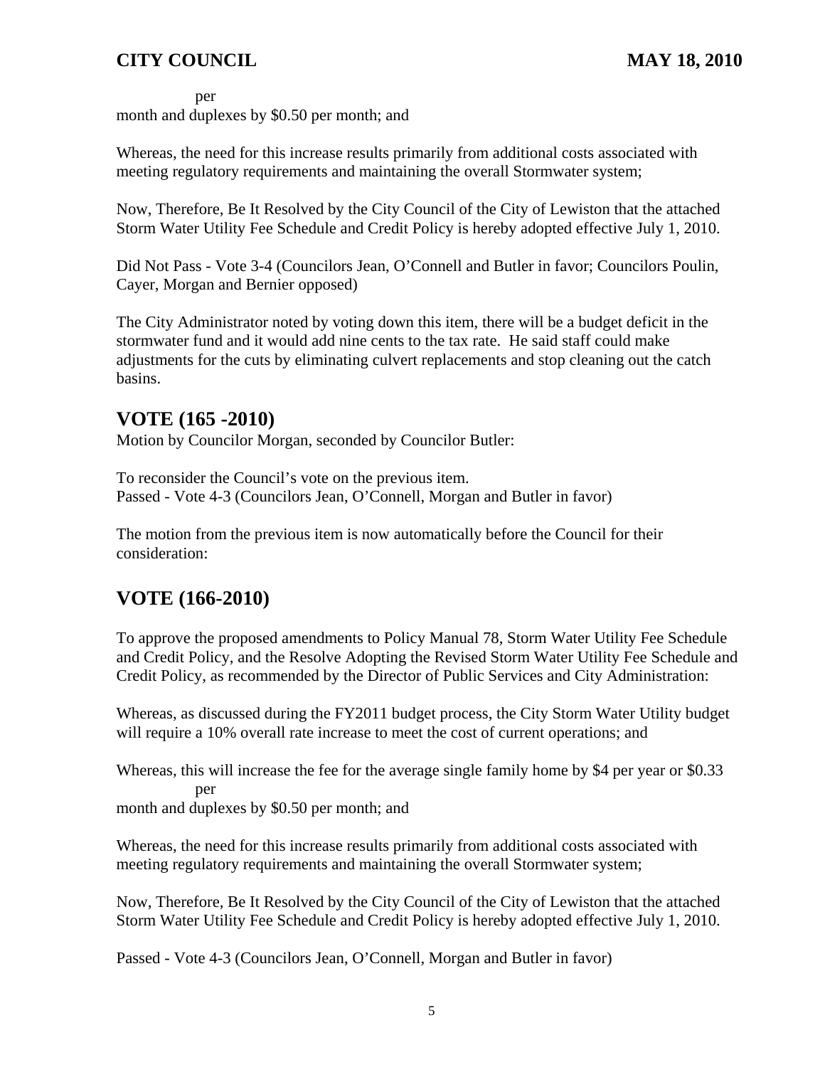per
month and duplexes by $0.50 per month; and

Whereas, the need for this increase results primarily from additional costs associated with meeting regulatory requirements and maintaining the overall Stormwater system;

Now, Therefore, Be It Resolved by the City Council of the City of Lewiston that the attached Storm Water Utility Fee Schedule and Credit Policy is hereby adopted effective July 1, 2010.

Did Not Pass - Vote 3-4 (Councilors Jean, O'Connell and Butler in favor; Councilors Poulin, Cayer, Morgan and Bernier opposed)

The City Administrator noted by voting down this item, there will be a budget deficit in the stormwater fund and it would add nine cents to the tax rate. He said staff could make adjustments for the cuts by eliminating culvert replacements and stop cleaning out the catch basins.

## VOTE (165 -2010)

Motion by Councilor Morgan, seconded by Councilor Butler:

To reconsider the Council's vote on the previous item.
Passed - Vote 4-3 (Councilors Jean, O'Connell, Morgan and Butler in favor)

The motion from the previous item is now automatically before the Council for their consideration:

## VOTE (166-2010)

To approve the proposed amendments to Policy Manual 78, Storm Water Utility Fee Schedule and Credit Policy, and the Resolve Adopting the Revised Storm Water Utility Fee Schedule and Credit Policy, as recommended by the Director of Public Services and City Administration:

Whereas, as discussed during the FY2011 budget process, the City Storm Water Utility budget will require a 10% overall rate increase to meet the cost of current operations; and

Whereas, this will increase the fee for the average single family home by $4 per year or $0.33 per
month and duplexes by $0.50 per month; and

Whereas, the need for this increase results primarily from additional costs associated with meeting regulatory requirements and maintaining the overall Stormwater system;

Now, Therefore, Be It Resolved by the City Council of the City of Lewiston that the attached Storm Water Utility Fee Schedule and Credit Policy is hereby adopted effective July 1, 2010.

Passed - Vote 4-3 (Councilors Jean, O'Connell, Morgan and Butler in favor)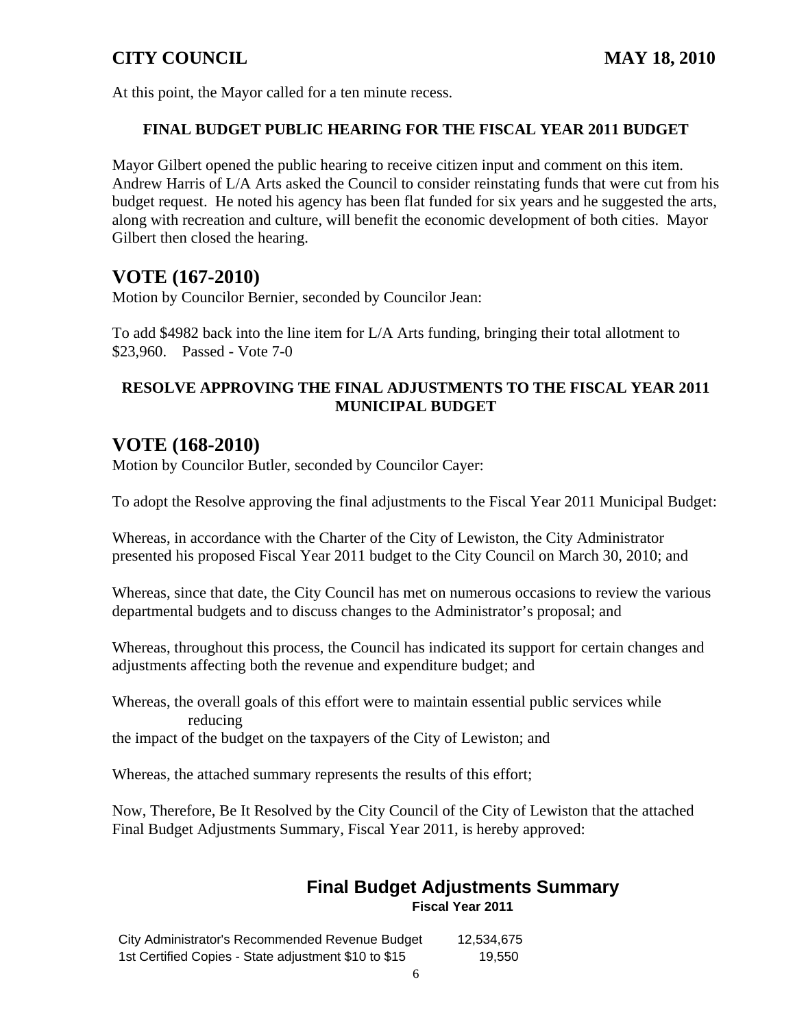At this point, the Mayor called for a ten minute recess.

**FINAL BUDGET PUBLIC HEARING FOR THE FISCAL YEAR 2011 BUDGET**

Mayor Gilbert opened the public hearing to receive citizen input and comment on this item. Andrew Harris of L/A Arts asked the Council to consider reinstating funds that were cut from his budget request. He noted his agency has been flat funded for six years and he suggested the arts, along with recreation and culture, will benefit the economic development of both cities. Mayor Gilbert then closed the hearing.

## VOTE (167-2010)

Motion by Councilor Bernier, seconded by Councilor Jean:

To add $4982 back into the line item for L/A Arts funding, bringing their total allotment to $23,960. Passed - Vote 7-0

**RESOLVE APPROVING THE FINAL ADJUSTMENTS TO THE FISCAL YEAR 2011 MUNICIPAL BUDGET**

## VOTE (168-2010)

Motion by Councilor Butler, seconded by Councilor Cayer:

To adopt the Resolve approving the final adjustments to the Fiscal Year 2011 Municipal Budget:

Whereas, in accordance with the Charter of the City of Lewiston, the City Administrator presented his proposed Fiscal Year 2011 budget to the City Council on March 30, 2010; and

Whereas, since that date, the City Council has met on numerous occasions to review the various departmental budgets and to discuss changes to the Administrator's proposal; and

Whereas, throughout this process, the Council has indicated its support for certain changes and adjustments affecting both the revenue and expenditure budget; and

Whereas, the overall goals of this effort were to maintain essential public services while reducing the impact of the budget on the taxpayers of the City of Lewiston; and

Whereas, the attached summary represents the results of this effort;

Now, Therefore, Be It Resolved by the City Council of the City of Lewiston that the attached Final Budget Adjustments Summary, Fiscal Year 2011, is hereby approved:

### Final Budget Adjustments Summary

**Fiscal Year 2011**

| | |
|---|---|
| City Administrator's Recommended Revenue Budget | 12,534,675 |
| 1st Certified Copies - State adjustment $10 to $15 | 19,550 |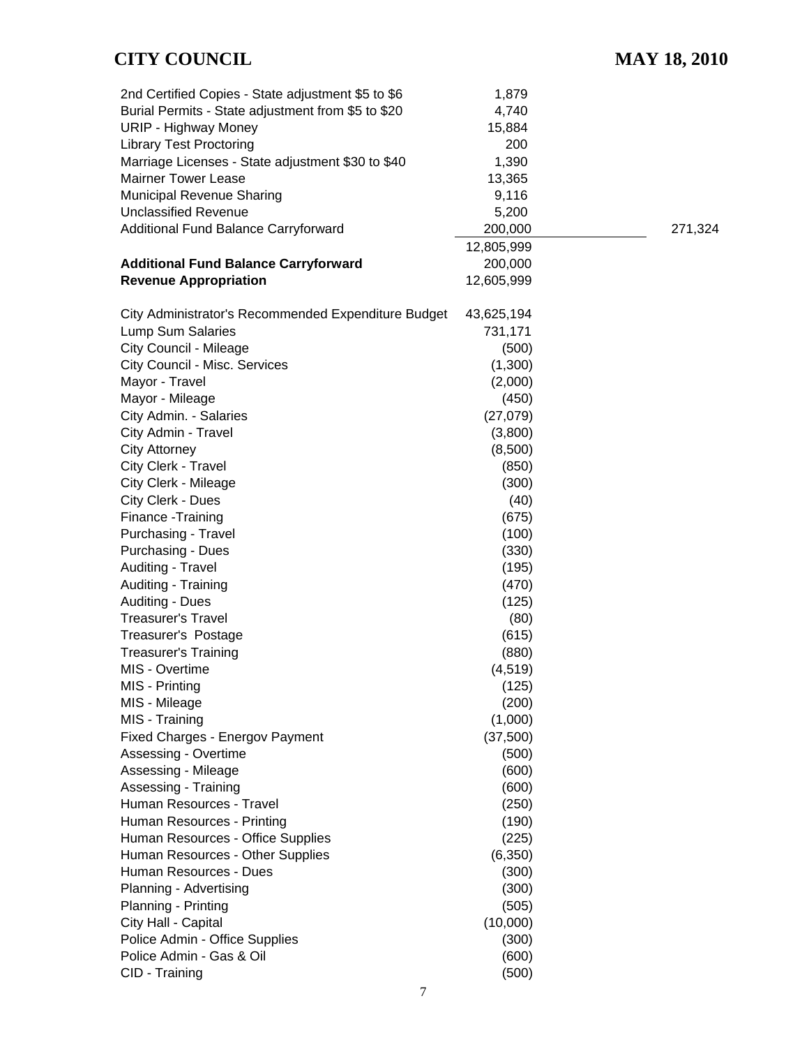| | | |
|---|---|---|
| 2nd Certified Copies - State adjustment $5 to $6 | 1,879 | |
| Burial Permits - State adjustment from $5 to $20 | 4,740 | |
| URIP - Highway Money | 15,884 | |
| Library Test Proctoring | 200 | |
| Marriage Licenses - State adjustment $30 to $40 | 1,390 | |
| Mairner Tower Lease | 13,365 | |
| Municipal Revenue Sharing | 9,116 | |
| Unclassified Revenue | 5,200 | |
| Additional Fund Balance Carryforward | 200,000 | 271,324 |
| | 12,805,999 | |
| **Additional Fund Balance Carryforward** | 200,000 | |
| **Revenue Appropriation** | 12,605,999 | |
| | | |
| City Administrator's Recommended Expenditure Budget | 43,625,194 | |
| Lump Sum Salaries | 731,171 | |
| City Council - Mileage | (500) | |
| City Council - Misc. Services | (1,300) | |
| Mayor - Travel | (2,000) | |
| Mayor - Mileage | (450) | |
| City Admin. - Salaries | (27,079) | |
| City Admin - Travel | (3,800) | |
| City Attorney | (8,500) | |
| City Clerk - Travel | (850) | |
| City Clerk - Mileage | (300) | |
| City Clerk - Dues | (40) | |
| Finance -Training | (675) | |
| Purchasing - Travel | (100) | |
| Purchasing - Dues | (330) | |
| Auditing - Travel | (195) | |
| Auditing - Training | (470) | |
| Auditing - Dues | (125) | |
| Treasurer's Travel | (80) | |
| Treasurer's Postage | (615) | |
| Treasurer's Training | (880) | |
| MIS - Overtime | (4,519) | |
| MIS - Printing | (125) | |
| MIS - Mileage | (200) | |
| MIS - Training | (1,000) | |
| Fixed Charges - Energov Payment | (37,500) | |
| Assessing - Overtime | (500) | |
| Assessing - Mileage | (600) | |
| Assessing - Training | (600) | |
| Human Resources - Travel | (250) | |
| Human Resources - Printing | (190) | |
| Human Resources - Office Supplies | (225) | |
| Human Resources - Other Supplies | (6,350) | |
| Human Resources - Dues | (300) | |
| Planning - Advertising | (300) | |
| Planning - Printing | (505) | |
| City Hall - Capital | (10,000) | |
| Police Admin - Office Supplies | (300) | |
| Police Admin - Gas & Oil | (600) | |
| CID - Training | (500) | |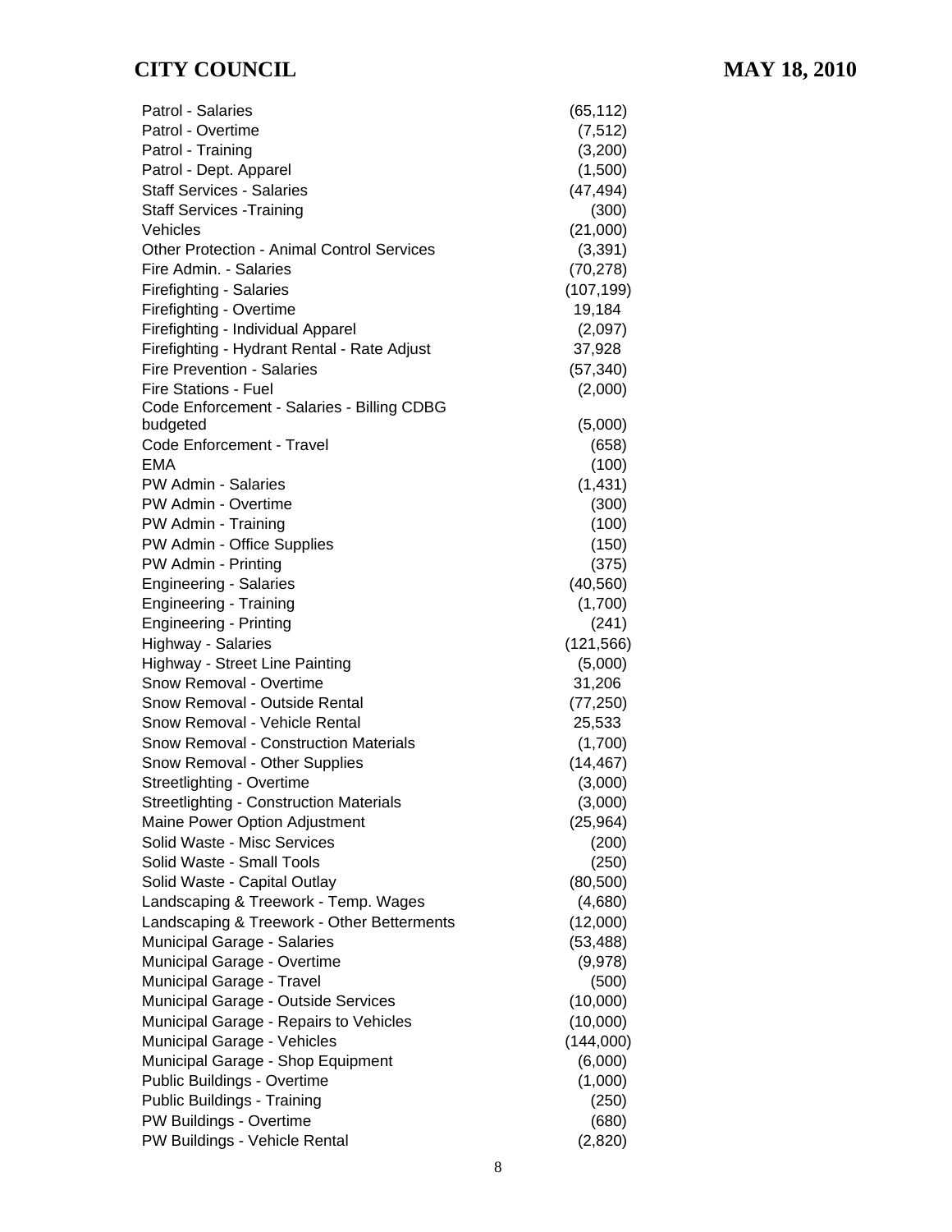| | |
|---|---|
| Patrol - Salaries | (65,112) |
| Patrol - Overtime | (7,512) |
| Patrol - Training | (3,200) |
| Patrol - Dept. Apparel | (1,500) |
| Staff Services - Salaries | (47,494) |
| Staff Services -Training | (300) |
| Vehicles | (21,000) |
| Other Protection - Animal Control Services | (3,391) |
| Fire Admin. - Salaries | (70,278) |
| Firefighting - Salaries | (107,199) |
| Firefighting - Overtime | 19,184 |
| Firefighting - Individual Apparel | (2,097) |
| Firefighting - Hydrant Rental - Rate Adjust | 37,928 |
| Fire Prevention - Salaries | (57,340) |
| Fire Stations - Fuel | (2,000) |
| Code Enforcement - Salaries - Billing CDBG budgeted | (5,000) |
| Code Enforcement - Travel | (658) |
| EMA | (100) |
| PW Admin - Salaries | (1,431) |
| PW Admin - Overtime | (300) |
| PW Admin - Training | (100) |
| PW Admin - Office Supplies | (150) |
| PW Admin - Printing | (375) |
| Engineering - Salaries | (40,560) |
| Engineering - Training | (1,700) |
| Engineering - Printing | (241) |
| Highway - Salaries | (121,566) |
| Highway - Street Line Painting | (5,000) |
| Snow Removal - Overtime | 31,206 |
| Snow Removal - Outside Rental | (77,250) |
| Snow Removal - Vehicle Rental | 25,533 |
| Snow Removal - Construction Materials | (1,700) |
| Snow Removal - Other Supplies | (14,467) |
| Streetlighting - Overtime | (3,000) |
| Streetlighting - Construction Materials | (3,000) |
| Maine Power Option Adjustment | (25,964) |
| Solid Waste - Misc Services | (200) |
| Solid Waste - Small Tools | (250) |
| Solid Waste - Capital Outlay | (80,500) |
| Landscaping & Treework - Temp. Wages | (4,680) |
| Landscaping & Treework - Other Betterments | (12,000) |
| Municipal Garage - Salaries | (53,488) |
| Municipal Garage - Overtime | (9,978) |
| Municipal Garage - Travel | (500) |
| Municipal Garage - Outside Services | (10,000) |
| Municipal Garage - Repairs to Vehicles | (10,000) |
| Municipal Garage - Vehicles | (144,000) |
| Municipal Garage - Shop Equipment | (6,000) |
| Public Buildings - Overtime | (1,000) |
| Public Buildings - Training | (250) |
| PW Buildings - Overtime | (680) |
| PW Buildings - Vehicle Rental | (2,820) |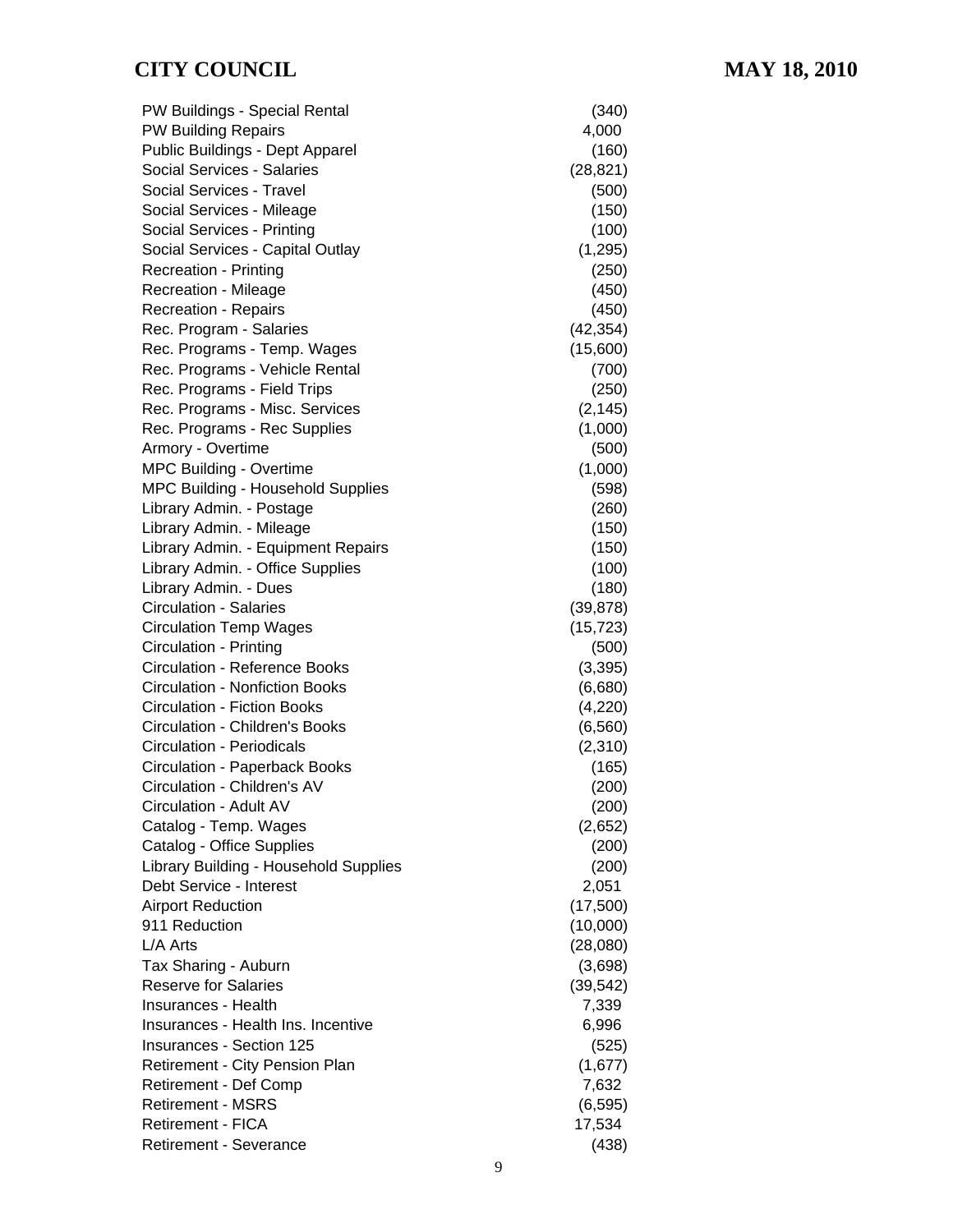| | |
|---|---|
| PW Buildings - Special Rental | (340) |
| PW Building Repairs | 4,000 |
| Public Buildings - Dept Apparel | (160) |
| Social Services - Salaries | (28,821) |
| Social Services - Travel | (500) |
| Social Services - Mileage | (150) |
| Social Services - Printing | (100) |
| Social Services - Capital Outlay | (1,295) |
| Recreation - Printing | (250) |
| Recreation - Mileage | (450) |
| Recreation - Repairs | (450) |
| Rec. Program - Salaries | (42,354) |
| Rec. Programs - Temp. Wages | (15,600) |
| Rec. Programs - Vehicle Rental | (700) |
| Rec. Programs - Field Trips | (250) |
| Rec. Programs - Misc. Services | (2,145) |
| Rec. Programs - Rec Supplies | (1,000) |
| Armory - Overtime | (500) |
| MPC Building - Overtime | (1,000) |
| MPC Building - Household Supplies | (598) |
| Library Admin. - Postage | (260) |
| Library Admin. - Mileage | (150) |
| Library Admin. - Equipment Repairs | (150) |
| Library Admin. - Office Supplies | (100) |
| Library Admin. - Dues | (180) |
| Circulation - Salaries | (39,878) |
| Circulation Temp Wages | (15,723) |
| Circulation - Printing | (500) |
| Circulation - Reference Books | (3,395) |
| Circulation - Nonfiction Books | (6,680) |
| Circulation - Fiction Books | (4,220) |
| Circulation - Children's Books | (6,560) |
| Circulation - Periodicals | (2,310) |
| Circulation - Paperback Books | (165) |
| Circulation - Children's AV | (200) |
| Circulation - Adult AV | (200) |
| Catalog - Temp. Wages | (2,652) |
| Catalog - Office Supplies | (200) |
| Library Building - Household Supplies | (200) |
| Debt Service - Interest | 2,051 |
| Airport Reduction | (17,500) |
| 911 Reduction | (10,000) |
| L/A Arts | (28,080) |
| Tax Sharing - Auburn | (3,698) |
| Reserve for Salaries | (39,542) |
| Insurances - Health | 7,339 |
| Insurances - Health Ins. Incentive | 6,996 |
| Insurances - Section 125 | (525) |
| Retirement - City Pension Plan | (1,677) |
| Retirement - Def Comp | 7,632 |
| Retirement - MSRS | (6,595) |
| Retirement - FICA | 17,534 |
| Retirement - Severance | (438) |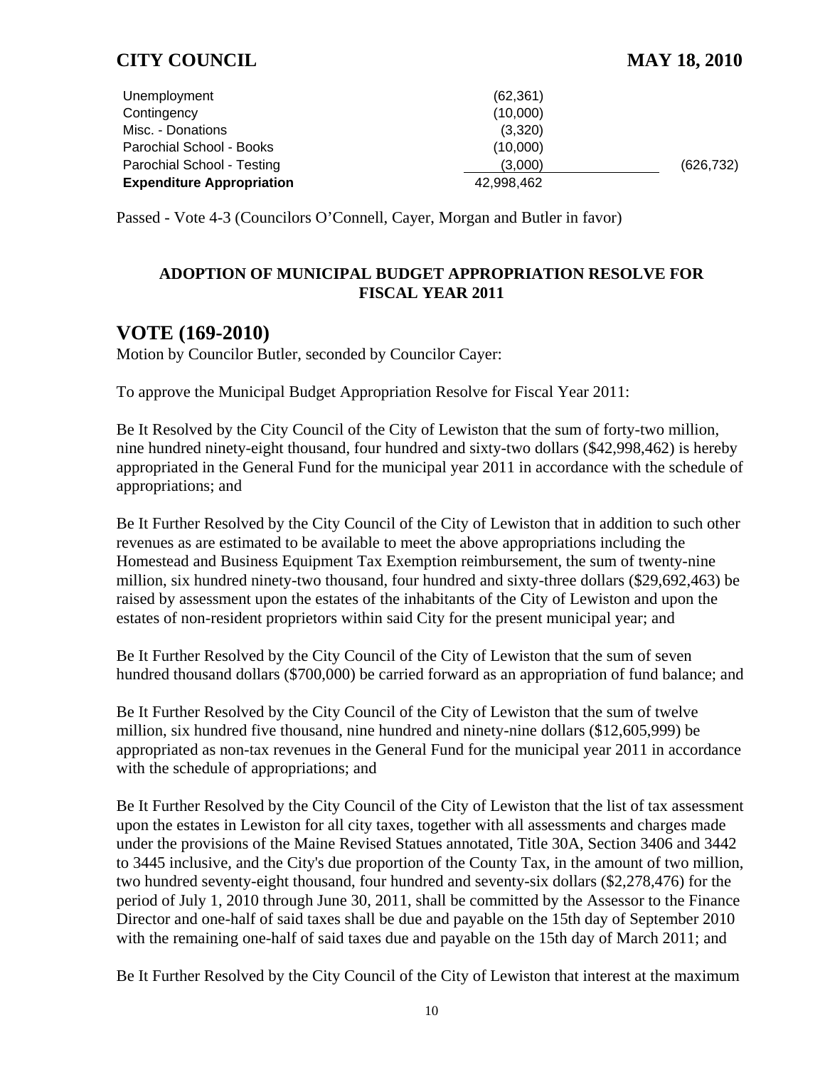| | | |
|---|---|---|
| Unemployment | (62,361) | |
| Contingency | (10,000) | |
| Misc. - Donations | (3,320) | |
| Parochial School - Books | (10,000) | |
| Parochial School - Testing | (3,000) | (626,732) |
| **Expenditure Appropriation** | 42,998,462 | |

Passed - Vote 4-3 (Councilors O'Connell, Cayer, Morgan and Butler in favor)

### ADOPTION OF MUNICIPAL BUDGET APPROPRIATION RESOLVE FOR FISCAL YEAR 2011

## VOTE (169-2010)

Motion by Councilor Butler, seconded by Councilor Cayer:

To approve the Municipal Budget Appropriation Resolve for Fiscal Year 2011:

Be It Resolved by the City Council of the City of Lewiston that the sum of forty-two million, nine hundred ninety-eight thousand, four hundred and sixty-two dollars ($42,998,462) is hereby appropriated in the General Fund for the municipal year 2011 in accordance with the schedule of appropriations; and

Be It Further Resolved by the City Council of the City of Lewiston that in addition to such other revenues as are estimated to be available to meet the above appropriations including the Homestead and Business Equipment Tax Exemption reimbursement, the sum of twenty-nine million, six hundred ninety-two thousand, four hundred and sixty-three dollars ($29,692,463) be raised by assessment upon the estates of the inhabitants of the City of Lewiston and upon the estates of non-resident proprietors within said City for the present municipal year; and

Be It Further Resolved by the City Council of the City of Lewiston that the sum of seven hundred thousand dollars ($700,000) be carried forward as an appropriation of fund balance; and

Be It Further Resolved by the City Council of the City of Lewiston that the sum of twelve million, six hundred five thousand, nine hundred and ninety-nine dollars ($12,605,999) be appropriated as non-tax revenues in the General Fund for the municipal year 2011 in accordance with the schedule of appropriations; and

Be It Further Resolved by the City Council of the City of Lewiston that the list of tax assessment upon the estates in Lewiston for all city taxes, together with all assessments and charges made under the provisions of the Maine Revised Statues annotated, Title 30A, Section 3406 and 3442 to 3445 inclusive, and the City's due proportion of the County Tax, in the amount of two million, two hundred seventy-eight thousand, four hundred and seventy-six dollars ($2,278,476) for the period of July 1, 2010 through June 30, 2011, shall be committed by the Assessor to the Finance Director and one-half of said taxes shall be due and payable on the 15th day of September 2010 with the remaining one-half of said taxes due and payable on the 15th day of March 2011; and

Be It Further Resolved by the City Council of the City of Lewiston that interest at the maximum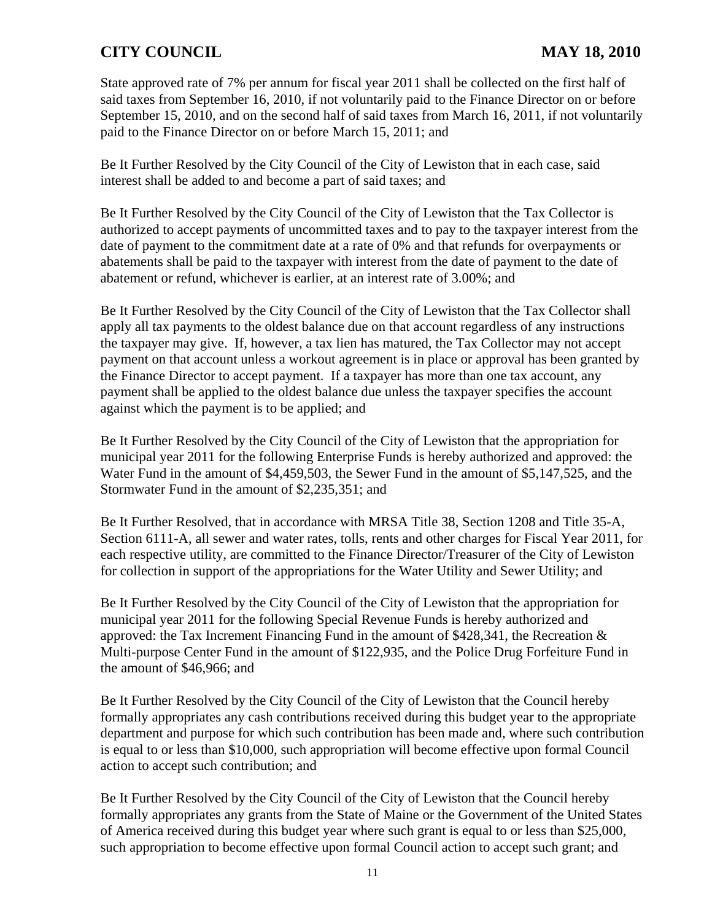State approved rate of 7% per annum for fiscal year 2011 shall be collected on the first half of said taxes from September 16, 2010, if not voluntarily paid to the Finance Director on or before September 15, 2010, and on the second half of said taxes from March 16, 2011, if not voluntarily paid to the Finance Director on or before March 15, 2011; and

Be It Further Resolved by the City Council of the City of Lewiston that in each case, said interest shall be added to and become a part of said taxes; and

Be It Further Resolved by the City Council of the City of Lewiston that the Tax Collector is authorized to accept payments of uncommitted taxes and to pay to the taxpayer interest from the date of payment to the commitment date at a rate of 0% and that refunds for overpayments or abatements shall be paid to the taxpayer with interest from the date of payment to the date of abatement or refund, whichever is earlier, at an interest rate of 3.00%; and

Be It Further Resolved by the City Council of the City of Lewiston that the Tax Collector shall apply all tax payments to the oldest balance due on that account regardless of any instructions the taxpayer may give. If, however, a tax lien has matured, the Tax Collector may not accept payment on that account unless a workout agreement is in place or approval has been granted by the Finance Director to accept payment. If a taxpayer has more than one tax account, any payment shall be applied to the oldest balance due unless the taxpayer specifies the account against which the payment is to be applied; and

Be It Further Resolved by the City Council of the City of Lewiston that the appropriation for municipal year 2011 for the following Enterprise Funds is hereby authorized and approved: the Water Fund in the amount of $4,459,503, the Sewer Fund in the amount of $5,147,525, and the Stormwater Fund in the amount of $2,235,351; and

Be It Further Resolved, that in accordance with MRSA Title 38, Section 1208 and Title 35-A, Section 6111-A, all sewer and water rates, tolls, rents and other charges for Fiscal Year 2011, for each respective utility, are committed to the Finance Director/Treasurer of the City of Lewiston for collection in support of the appropriations for the Water Utility and Sewer Utility; and

Be It Further Resolved by the City Council of the City of Lewiston that the appropriation for municipal year 2011 for the following Special Revenue Funds is hereby authorized and approved: the Tax Increment Financing Fund in the amount of $428,341, the Recreation & Multi-purpose Center Fund in the amount of $122,935, and the Police Drug Forfeiture Fund in the amount of $46,966; and

Be It Further Resolved by the City Council of the City of Lewiston that the Council hereby formally appropriates any cash contributions received during this budget year to the appropriate department and purpose for which such contribution has been made and, where such contribution is equal to or less than $10,000, such appropriation will become effective upon formal Council action to accept such contribution; and

Be It Further Resolved by the City Council of the City of Lewiston that the Council hereby formally appropriates any grants from the State of Maine or the Government of the United States of America received during this budget year where such grant is equal to or less than $25,000, such appropriation to become effective upon formal Council action to accept such grant; and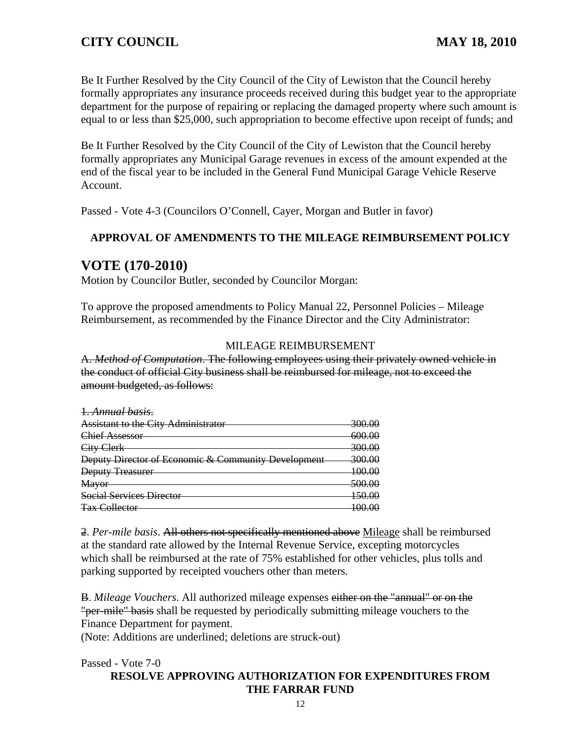Be It Further Resolved by the City Council of the City of Lewiston that the Council hereby formally appropriates any insurance proceeds received during this budget year to the appropriate department for the purpose of repairing or replacing the damaged property where such amount is equal to or less than $25,000, such appropriation to become effective upon receipt of funds; and

Be It Further Resolved by the City Council of the City of Lewiston that the Council hereby formally appropriates any Municipal Garage revenues in excess of the amount expended at the end of the fiscal year to be included in the General Fund Municipal Garage Vehicle Reserve Account.

Passed - Vote 4-3 (Councilors O'Connell, Cayer, Morgan and Butler in favor)

**APPROVAL OF AMENDMENTS TO THE MILEAGE REIMBURSEMENT POLICY**

## VOTE (170-2010)

Motion by Councilor Butler, seconded by Councilor Morgan:

To approve the proposed amendments to Policy Manual 22, Personnel Policies – Mileage Reimbursement, as recommended by the Finance Director and the City Administrator:

MILEAGE REIMBURSEMENT

~~A. *Method of Computation*. The following employees using their privately owned vehicle in the conduct of official City business shall be reimbursed for mileage, not to exceed the amount budgeted, as follows:~~

~~1. *Annual basis*.~~

| | |
|---|---|
| ~~Assistant to the City Administrator~~ | ~~300.00~~ |
| ~~Chief Assessor~~ | ~~600.00~~ |
| ~~City Clerk~~ | ~~300.00~~ |
| ~~Deputy Director of Economic & Community Development~~ | ~~300.00~~ |
| ~~Deputy Treasurer~~ | ~~100.00~~ |
| ~~Mayor~~ | ~~500.00~~ |
| ~~Social Services Director~~ | ~~150.00~~ |
| ~~Tax Collector~~ | ~~100.00~~ |

~~2~~. *Per-mile basis*. ~~All others not specifically mentioned above~~ <u>Mileage</u> shall be reimbursed at the standard rate allowed by the Internal Revenue Service, excepting motorcycles which shall be reimbursed at the rate of 75% established for other vehicles, plus tolls and parking supported by receipted vouchers other than meters.

~~B~~. *Mileage Vouchers*. All authorized mileage expenses ~~either on the "annual" or on the "per-mile" basis~~ shall be requested by periodically submitting mileage vouchers to the Finance Department for payment.
(Note: Additions are underlined; deletions are struck-out)

Passed - Vote 7-0

**RESOLVE APPROVING AUTHORIZATION FOR EXPENDITURES FROM THE FARRAR FUND**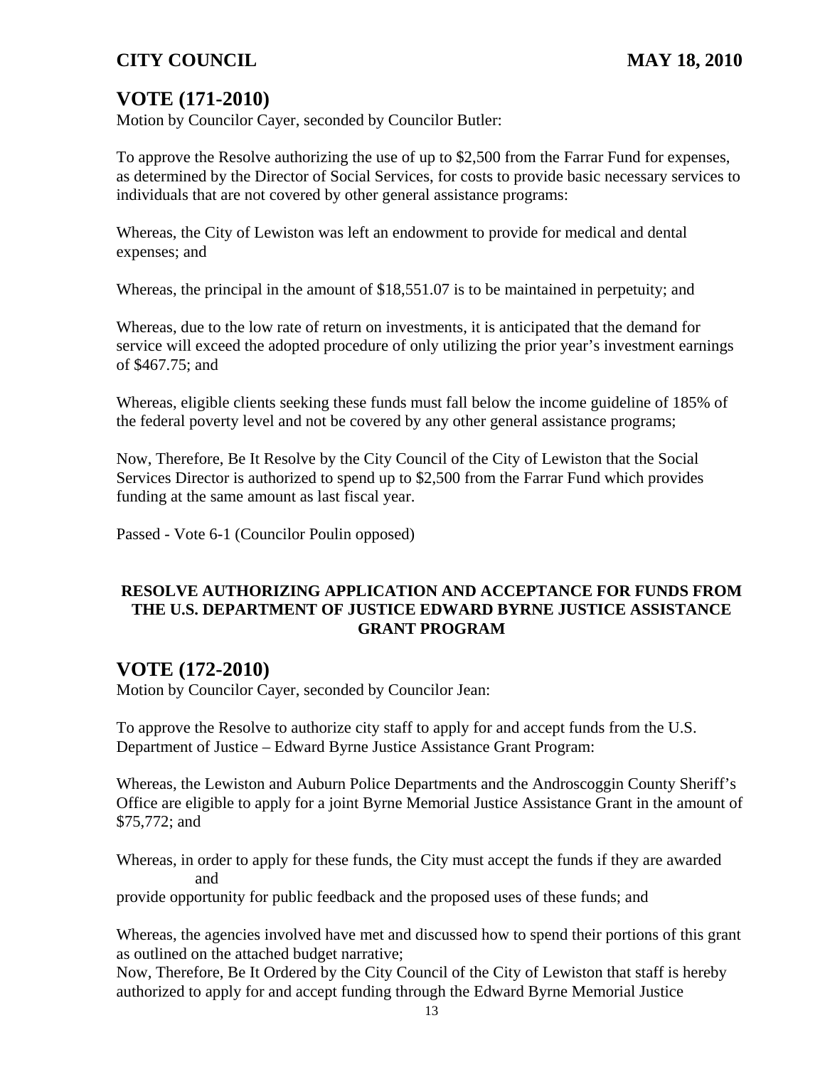## VOTE (171-2010)

Motion by Councilor Cayer, seconded by Councilor Butler:

To approve the Resolve authorizing the use of up to $2,500 from the Farrar Fund for expenses, as determined by the Director of Social Services, for costs to provide basic necessary services to individuals that are not covered by other general assistance programs:

Whereas, the City of Lewiston was left an endowment to provide for medical and dental expenses; and

Whereas, the principal in the amount of $18,551.07 is to be maintained in perpetuity; and

Whereas, due to the low rate of return on investments, it is anticipated that the demand for service will exceed the adopted procedure of only utilizing the prior year's investment earnings of $467.75; and

Whereas, eligible clients seeking these funds must fall below the income guideline of 185% of the federal poverty level and not be covered by any other general assistance programs;

Now, Therefore, Be It Resolve by the City Council of the City of Lewiston that the Social Services Director is authorized to spend up to $2,500 from the Farrar Fund which provides funding at the same amount as last fiscal year.

Passed - Vote 6-1 (Councilor Poulin opposed)

**RESOLVE AUTHORIZING APPLICATION AND ACCEPTANCE FOR FUNDS FROM THE U.S. DEPARTMENT OF JUSTICE EDWARD BYRNE JUSTICE ASSISTANCE GRANT PROGRAM**

## VOTE (172-2010)

Motion by Councilor Cayer, seconded by Councilor Jean:

To approve the Resolve to authorize city staff to apply for and accept funds from the U.S. Department of Justice – Edward Byrne Justice Assistance Grant Program:

Whereas, the Lewiston and Auburn Police Departments and the Androscoggin County Sheriff's Office are eligible to apply for a joint Byrne Memorial Justice Assistance Grant in the amount of $75,772; and

Whereas, in order to apply for these funds, the City must accept the funds if they are awarded and
provide opportunity for public feedback and the proposed uses of these funds; and

Whereas, the agencies involved have met and discussed how to spend their portions of this grant as outlined on the attached budget narrative;

Now, Therefore, Be It Ordered by the City Council of the City of Lewiston that staff is hereby authorized to apply for and accept funding through the Edward Byrne Memorial Justice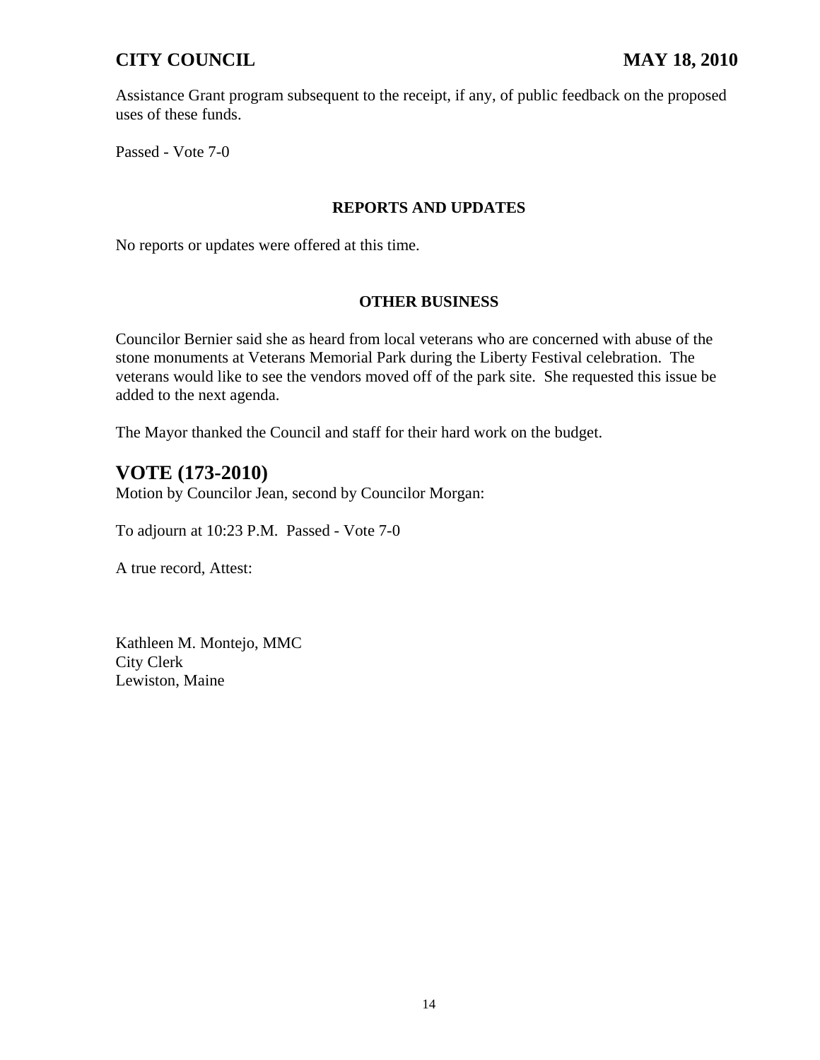Assistance Grant program subsequent to the receipt, if any, of public feedback on the proposed uses of these funds.

Passed - Vote 7-0

### REPORTS AND UPDATES

No reports or updates were offered at this time.

### OTHER BUSINESS

Councilor Bernier said she as heard from local veterans who are concerned with abuse of the stone monuments at Veterans Memorial Park during the Liberty Festival celebration. The veterans would like to see the vendors moved off of the park site. She requested this issue be added to the next agenda.

The Mayor thanked the Council and staff for their hard work on the budget.

## VOTE (173-2010)

Motion by Councilor Jean, second by Councilor Morgan:

To adjourn at 10:23 P.M. Passed - Vote 7-0

A true record, Attest:

Kathleen M. Montejo, MMC
City Clerk
Lewiston, Maine